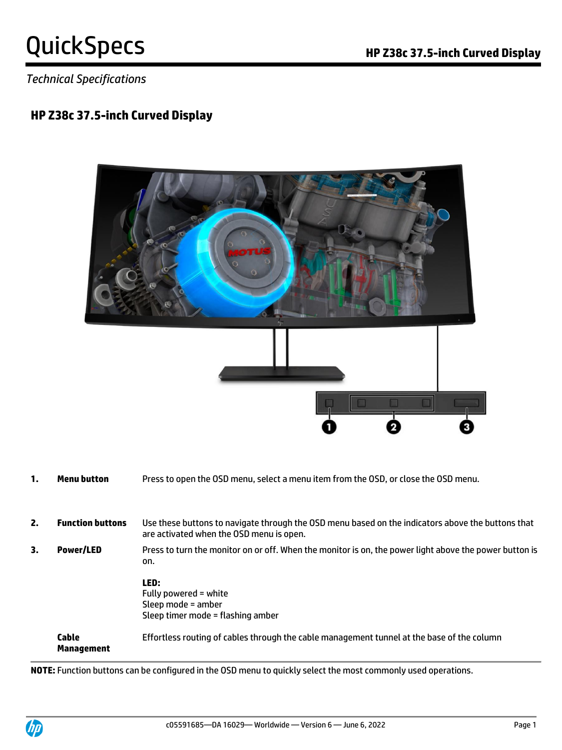# QuickSpecs

## HP Z38c 37.5-inch Curved Display

*Technical Specifications*

### HP Z38c 37.5-inch Curved Display

| | | |
|---|---|---|
| **1.** | **Menu button** | Press to open the OSD menu, select a menu item from the OSD, or close the OSD menu. |
| **2.** | **Function buttons** | Use these buttons to navigate through the OSD menu based on the indicators above the buttons that are activated when the OSD menu is open. |
| **3.** | **Power/LED** | Press to turn the monitor on or off. When the monitor is on, the power light above the power button is on.<br><br>**LED:**<br>Fully powered = white<br>Sleep mode = amber<br>Sleep timer mode = flashing amber |
| | **Cable Management** | Effortless routing of cables through the cable management tunnel at the base of the column |

**NOTE:** Function buttons can be configured in the OSD menu to quickly select the most commonly used operations.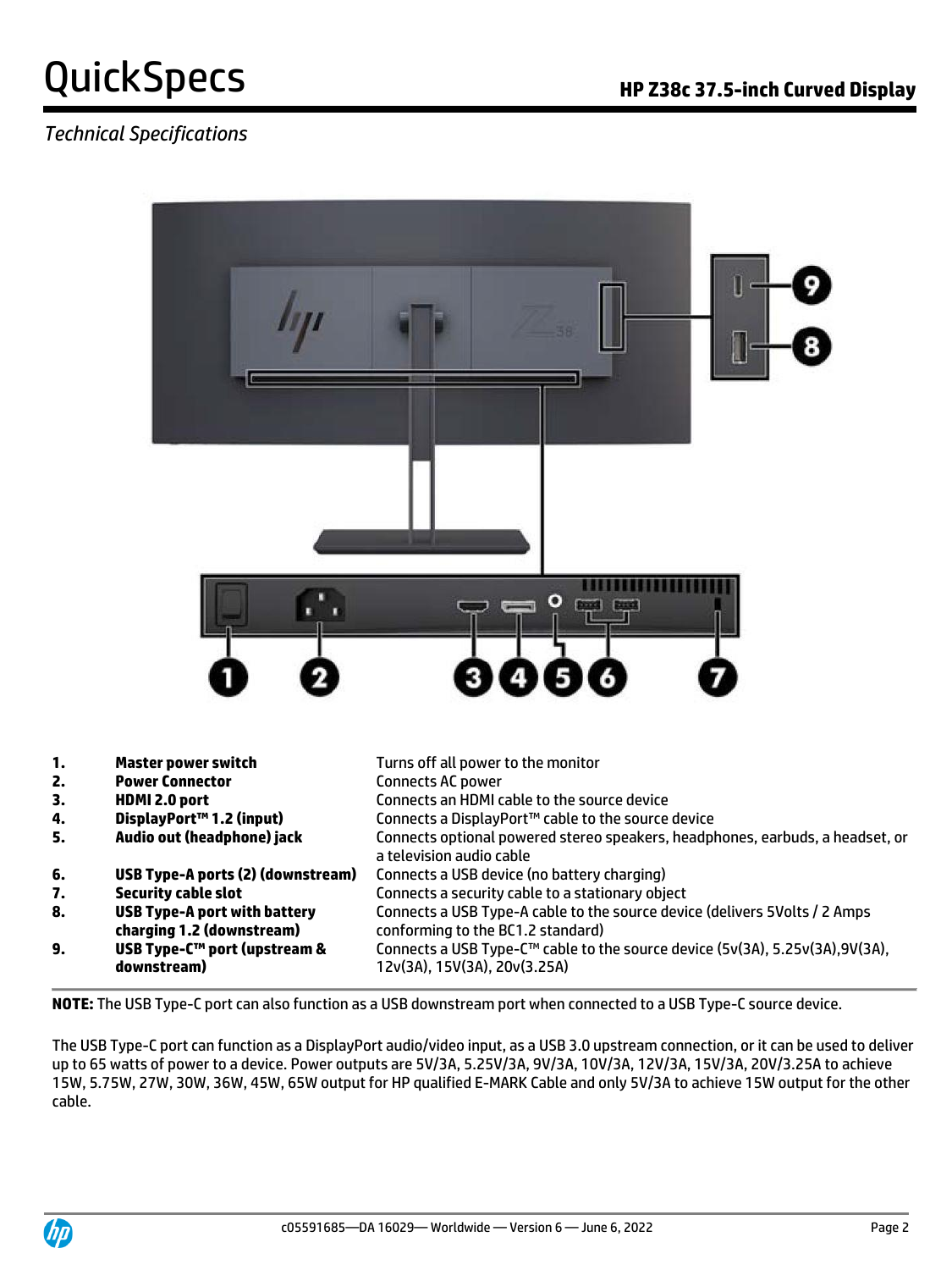*Technical Specifications*

| | | |
|---|---|---|
| **1.** | **Master power switch** | Turns off all power to the monitor |
| **2.** | **Power Connector** | Connects AC power |
| **3.** | **HDMI 2.0 port** | Connects an HDMI cable to the source device |
| **4.** | **DisplayPort™ 1.2 (input)** | Connects a DisplayPort™ cable to the source device |
| **5.** | **Audio out (headphone) jack** | Connects optional powered stereo speakers, headphones, earbuds, a headset, or a television audio cable |
| **6.** | **USB Type-A ports (2) (downstream)** | Connects a USB device (no battery charging) |
| **7.** | **Security cable slot** | Connects a security cable to a stationary object |
| **8.** | **USB Type-A port with battery charging 1.2 (downstream)** | Connects a USB Type-A cable to the source device (delivers 5Volts / 2 Amps conforming to the BC1.2 standard) |
| **9.** | **USB Type-C™ port (upstream & downstream)** | Connects a USB Type-C™ cable to the source device (5v(3A), 5.25v(3A),9V(3A), 12v(3A), 15V(3A), 20v(3.25A) |

**NOTE:** The USB Type-C port can also function as a USB downstream port when connected to a USB Type-C source device.

The USB Type-C port can function as a DisplayPort audio/video input, as a USB 3.0 upstream connection, or it can be used to deliver up to 65 watts of power to a device. Power outputs are 5V/3A, 5.25V/3A, 9V/3A, 10V/3A, 12V/3A, 15V/3A, 20V/3.25A to achieve 15W, 5.75W, 27W, 30W, 36W, 45W, 65W output for HP qualified E-MARK Cable and only 5V/3A to achieve 15W output for the other cable.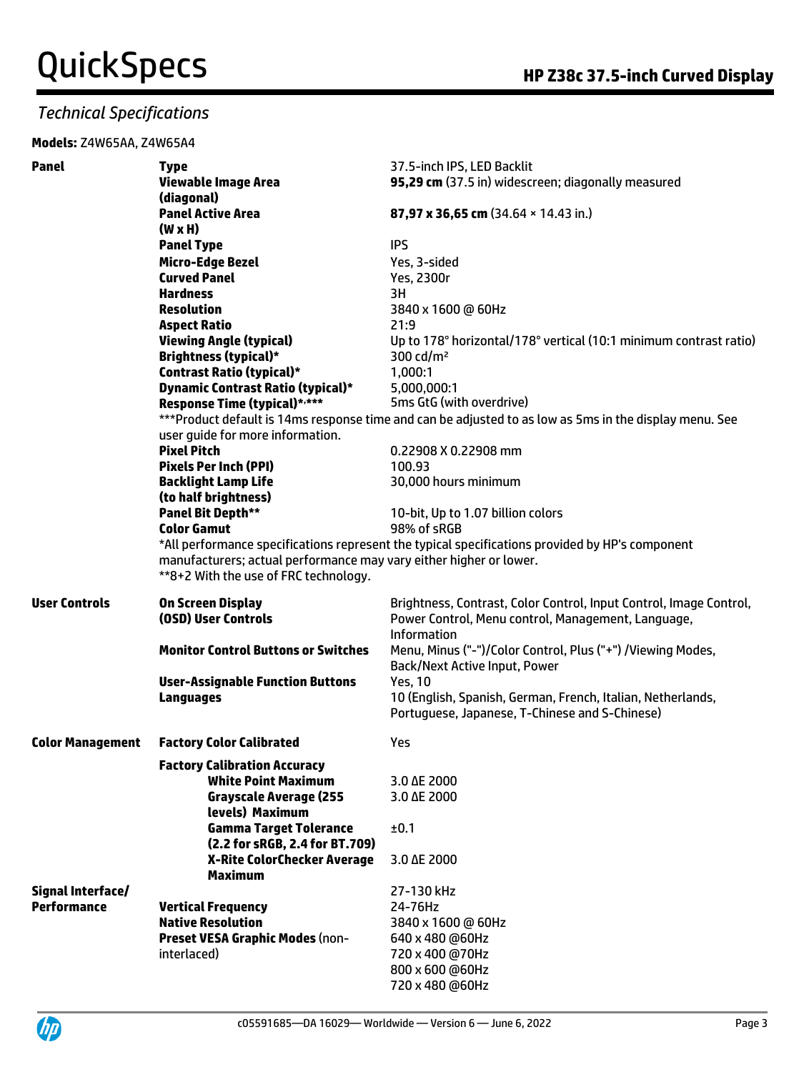## Technical Specifications

**Models:** Z4W65AA, Z4W65A4

| | | |
|---|---|---|
| **Panel** | **Type** | 37.5-inch IPS, LED Backlit |
| | **Viewable Image Area (diagonal)** | **95,29 cm** (37.5 in) widescreen; diagonally measured |
| | **Panel Active Area (W x H)** | **87,97 x 36,65 cm** (34.64 × 14.43 in.) |
| | **Panel Type** | IPS |
| | **Micro-Edge Bezel** | Yes, 3-sided |
| | **Curved Panel** | Yes, 2300r |
| | **Hardness** | 3H |
| | **Resolution** | 3840 x 1600 @ 60Hz |
| | **Aspect Ratio** | 21:9 |
| | **Viewing Angle (typical)** | Up to 178° horizontal/178° vertical (10:1 minimum contrast ratio) |
| | **Brightness (typical)*** | 300 cd/m² |
| | **Contrast Ratio (typical)*** | 1,000:1 |
| | **Dynamic Contrast Ratio (typical)*** | 5,000,000:1 |
| | **Response Time (typical)*,**\*** | 5ms GtG (with overdrive) |
| | ***Product default is 14ms response time and can be adjusted to as low as 5ms in the display menu. See user guide for more information. | |
| | **Pixel Pitch** | 0.22908 X 0.22908 mm |
| | **Pixels Per Inch (PPI)** | 100.93 |
| | **Backlight Lamp Life (to half brightness)** | 30,000 hours minimum |
| | **Panel Bit Depth**** | 10-bit, Up to 1.07 billion colors |
| | **Color Gamut** | 98% of sRGB |
| | *All performance specifications represent the typical specifications provided by HP's component manufacturers; actual performance may vary either higher or lower. | |
| | **8+2 With the use of FRC technology. | |
| **User Controls** | **On Screen Display (OSD) User Controls** | Brightness, Contrast, Color Control, Input Control, Image Control, Power Control, Menu control, Management, Language, Information |
| | **Monitor Control Buttons or Switches** | Menu, Minus ("-")/Color Control, Plus ("+") /Viewing Modes, Back/Next Active Input, Power |
| | **User-Assignable Function Buttons** | Yes, 10 |
| | **Languages** | 10 (English, Spanish, German, French, Italian, Netherlands, Portuguese, Japanese, T-Chinese and S-Chinese) |
| **Color Management** | **Factory Color Calibrated** | Yes |
| | **Factory Calibration Accuracy** | |
| | **White Point Maximum** | 3.0 ΔE 2000 |
| | **Grayscale Average (255 levels) Maximum** | 3.0 ΔE 2000 |
| | **Gamma Target Tolerance (2.2 for sRGB, 2.4 for BT.709)** | ±0.1 |
| | **X-Rite ColorChecker Average Maximum** | 3.0 ΔE 2000 |
| **Signal Interface/ Performance** | | 27-130 kHz |
| | **Vertical Frequency** | 24-76Hz |
| | **Native Resolution** | 3840 x 1600 @ 60Hz |
| | **Preset VESA Graphic Modes** (non-interlaced) | 640 x 480 @60Hz<br>720 x 400 @70Hz<br>800 x 600 @60Hz<br>720 x 480 @60Hz |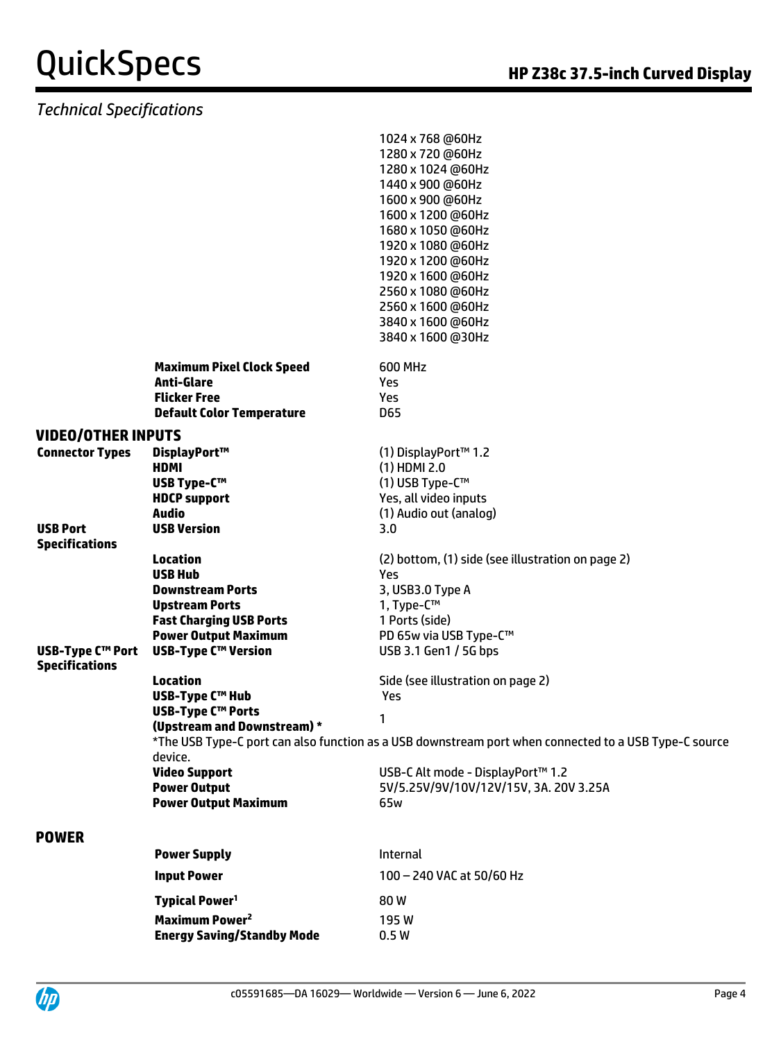*Technical Specifications*

| | | |
|---|---|---|
| | | 1024 x 768 @60Hz<br>1280 x 720 @60Hz<br>1280 x 1024 @60Hz<br>1440 x 900 @60Hz<br>1600 x 900 @60Hz<br>1600 x 1200 @60Hz<br>1680 x 1050 @60Hz<br>1920 x 1080 @60Hz<br>1920 x 1200 @60Hz<br>1920 x 1600 @60Hz<br>2560 x 1080 @60Hz<br>2560 x 1600 @60Hz<br>3840 x 1600 @60Hz<br>3840 x 1600 @30Hz |
| | **Maximum Pixel Clock Speed** | 600 MHz |
| | **Anti-Glare** | Yes |
| | **Flicker Free** | Yes |
| | **Default Color Temperature** | D65 |

## VIDEO/OTHER INPUTS

| | | |
|---|---|---|
| **Connector Types** | **DisplayPort™** | (1) DisplayPort™ 1.2 |
| | **HDMI** | (1) HDMI 2.0 |
| | **USB Type-C™** | (1) USB Type-C™ |
| | **HDCP support** | Yes, all video inputs |
| | **Audio** | (1) Audio out (analog) |
| **USB Port Specifications** | **USB Version** | 3.0 |
| | **Location** | (2) bottom, (1) side (see illustration on page 2) |
| | **USB Hub** | Yes |
| | **Downstream Ports** | 3, USB3.0 Type A |
| | **Upstream Ports** | 1, Type-C™ |
| | **Fast Charging USB Ports** | 1 Ports (side) |
| | **Power Output Maximum** | PD 65w via USB Type-C™ |
| **USB-Type C™ Port Specifications** | **USB-Type C™ Version** | USB 3.1 Gen1 / 5G bps |
| | **Location** | Side (see illustration on page 2) |
| | **USB-Type C™ Hub** | Yes |
| | **USB-Type C™ Ports (Upstream and Downstream) *** | 1 |

*The USB Type-C port can also function as a USB downstream port when connected to a USB Type-C source device.

| | | |
|---|---|---|
| | **Video Support** | USB-C Alt mode - DisplayPort™ 1.2 |
| | **Power Output** | 5V/5.25V/9V/10V/12V/15V, 3A. 20V 3.25A |
| | **Power Output Maximum** | 65w |

## POWER

| | | |
|---|---|---|
| | **Power Supply** | Internal |
| | **Input Power** | 100 – 240 VAC at 50/60 Hz |
| | **Typical Power**[1] | 80 W |
| | **Maximum Power**[2] | 195 W |
| | **Energy Saving/Standby Mode** | 0.5 W |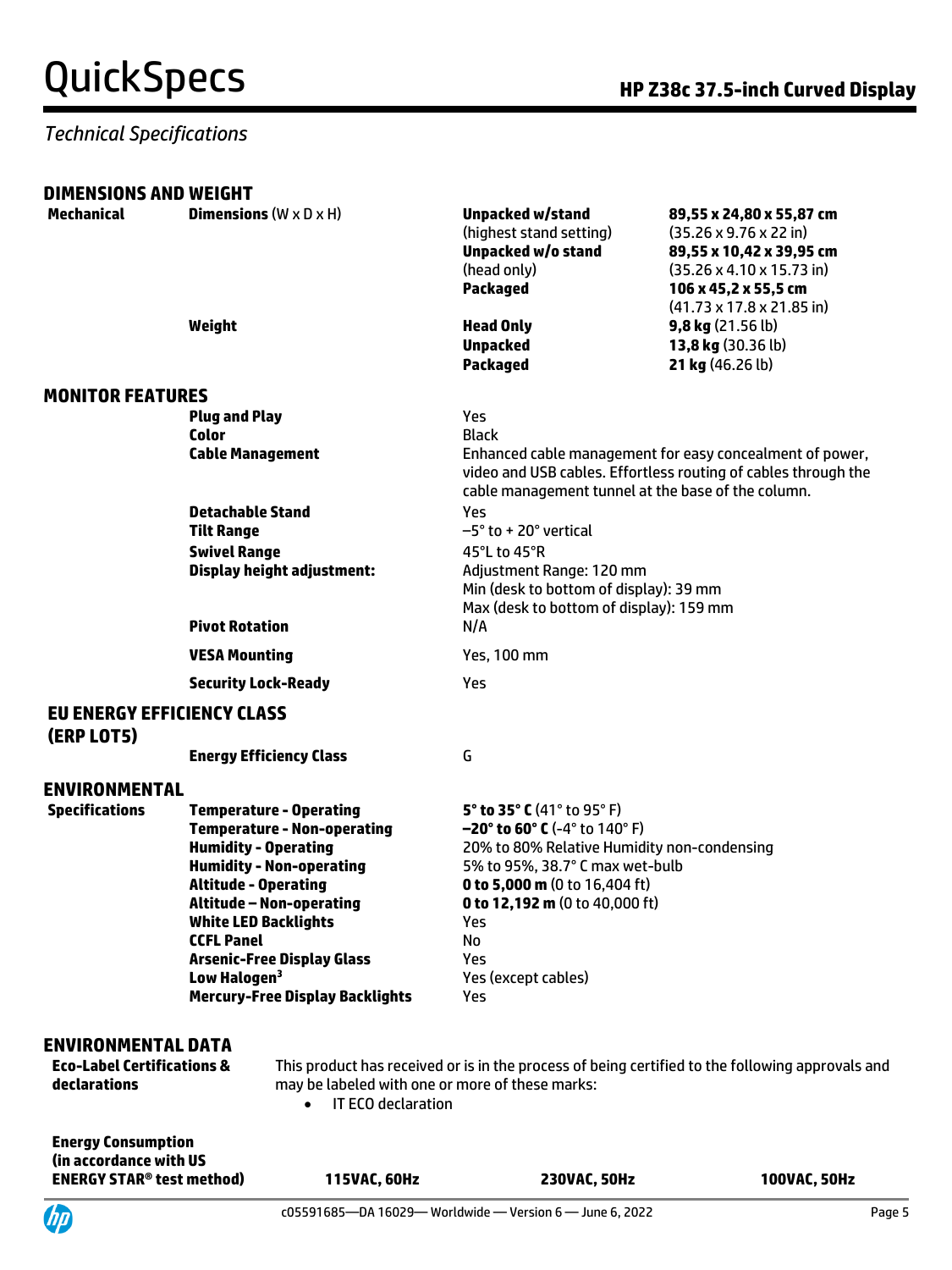## Technical Specifications

### DIMENSIONS AND WEIGHT

| | | | |
|---|---|---|---|
| **Mechanical** | **Dimensions** (W x D x H) | **Unpacked w/stand** (highest stand setting) | **89,55 x 24,80 x 55,87 cm** (35.26 x 9.76 x 22 in) |
| | | **Unpacked w/o stand** (head only) | **89,55 x 10,42 x 39,95 cm** (35.26 x 4.10 x 15.73 in) |
| | | **Packaged** | **106 x 45,2 x 55,5 cm** (41.73 x 17.8 x 21.85 in) |
| | **Weight** | **Head Only** | **9,8 kg** (21.56 lb) |
| | | **Unpacked** | **13,8 kg** (30.36 lb) |
| | | **Packaged** | **21 kg** (46.26 lb) |

### MONITOR FEATURES

| | |
|---|---|
| **Plug and Play** | Yes |
| **Color** | Black |
| **Cable Management** | Enhanced cable management for easy concealment of power, video and USB cables. Effortless routing of cables through the cable management tunnel at the base of the column. |
| **Detachable Stand** | Yes |
| **Tilt Range** | –5° to + 20° vertical |
| **Swivel Range** | 45°L to 45°R |
| **Display height adjustment:** | Adjustment Range: 120 mm<br>Min (desk to bottom of display): 39 mm<br>Max (desk to bottom of display): 159 mm |
| **Pivot Rotation** | N/A |
| **VESA Mounting** | Yes, 100 mm |
| **Security Lock-Ready** | Yes |

### EU ENERGY EFFICIENCY CLASS (ERP LOT5)

| | |
|---|---|
| **Energy Efficiency Class** | G |

### ENVIRONMENTAL

| | | |
|---|---|---|
| **Specifications** | **Temperature - Operating** | **5° to 35° C** (41° to 95° F) |
| | **Temperature - Non-operating** | **–20° to 60° C** (-4° to 140° F) |
| | **Humidity - Operating** | 20% to 80% Relative Humidity non-condensing |
| | **Humidity - Non-operating** | 5% to 95%, 38.7° C max wet-bulb |
| | **Altitude - Operating** | **0 to 5,000 m** (0 to 16,404 ft) |
| | **Altitude – Non-operating** | **0 to 12,192 m** (0 to 40,000 ft) |
| | **White LED Backlights** | Yes |
| | **CCFL Panel** | No |
| | **Arsenic-Free Display Glass** | Yes |
| | **Low Halogen**[3] | Yes (except cables) |
| | **Mercury-Free Display Backlights** | Yes |

### ENVIRONMENTAL DATA

**Eco-Label Certifications & declarations**

This product has received or is in the process of being certified to the following approvals and may be labeled with one or more of these marks:

- IT ECO declaration

| **Energy Consumption (in accordance with US ENERGY STAR® test method)** | **115VAC, 60Hz** | **230VAC, 50Hz** | **100VAC, 50Hz** |
|---|---|---|---|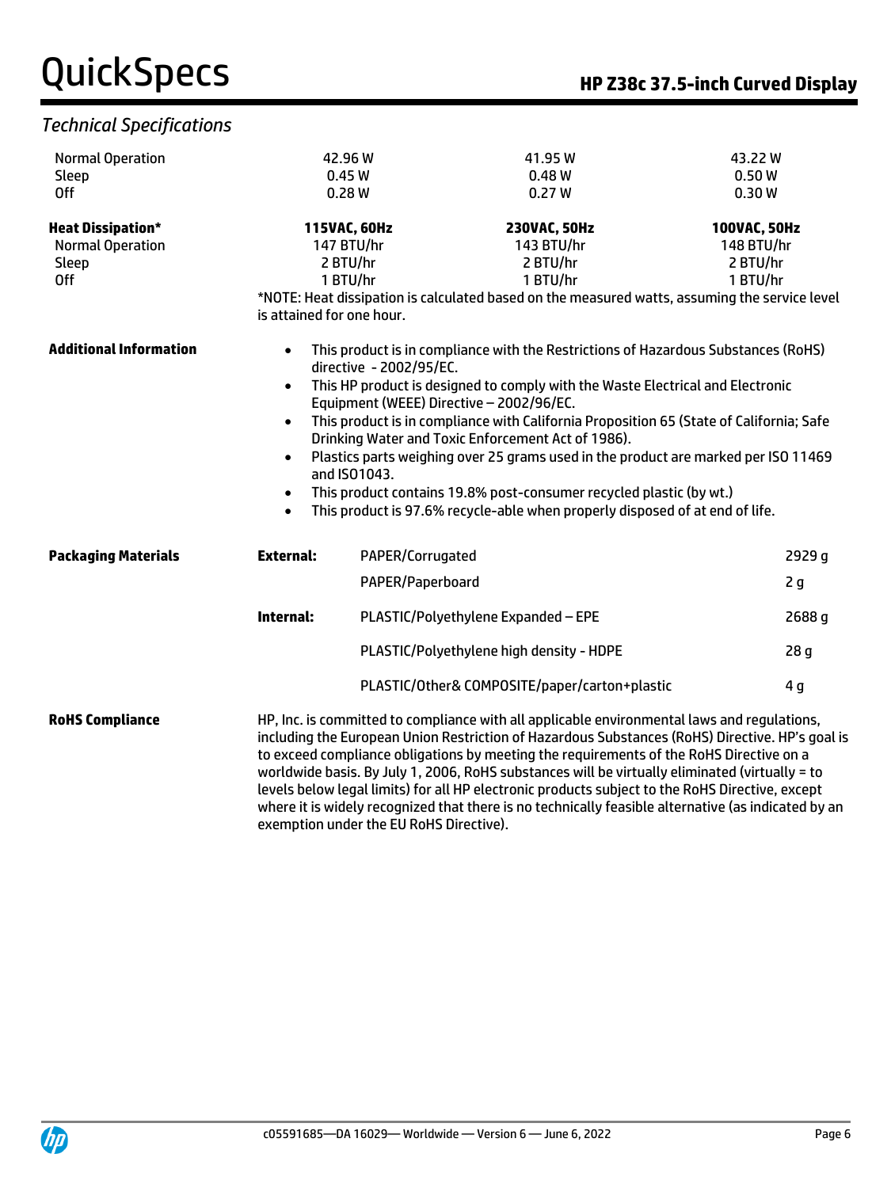## Technical Specifications

| | | | |
|---|---|---|---|
| Normal Operation | 42.96 W | 41.95 W | 43.22 W |
| Sleep | 0.45 W | 0.48 W | 0.50 W |
| Off | 0.28 W | 0.27 W | 0.30 W |

| **Heat Dissipation*** | **115VAC, 60Hz** | **230VAC, 50Hz** | **100VAC, 50Hz** |
|---|---|---|---|
| Normal Operation | 147 BTU/hr | 143 BTU/hr | 148 BTU/hr |
| Sleep | 2 BTU/hr | 2 BTU/hr | 2 BTU/hr |
| Off | 1 BTU/hr | 1 BTU/hr | 1 BTU/hr |

*NOTE: Heat dissipation is calculated based on the measured watts, assuming the service level is attained for one hour.

**Additional Information**

- This product is in compliance with the Restrictions of Hazardous Substances (RoHS) directive - 2002/95/EC.
- This HP product is designed to comply with the Waste Electrical and Electronic Equipment (WEEE) Directive – 2002/96/EC.
- This product is in compliance with California Proposition 65 (State of California; Safe Drinking Water and Toxic Enforcement Act of 1986).
- Plastics parts weighing over 25 grams used in the product are marked per ISO 11469 and ISO1043.
- This product contains 19.8% post-consumer recycled plastic (by wt.)
- This product is 97.6% recycle-able when properly disposed of at end of life.

**Packaging Materials**

| | | |
|---|---|---|
| **External:** | PAPER/Corrugated | 2929 g |
| | PAPER/Paperboard | 2 g |
| **Internal:** | PLASTIC/Polyethylene Expanded – EPE | 2688 g |
| | PLASTIC/Polyethylene high density - HDPE | 28 g |
| | PLASTIC/Other& COMPOSITE/paper/carton+plastic | 4 g |

**RoHS Compliance**

HP, Inc. is committed to compliance with all applicable environmental laws and regulations, including the European Union Restriction of Hazardous Substances (RoHS) Directive. HP's goal is to exceed compliance obligations by meeting the requirements of the RoHS Directive on a worldwide basis. By July 1, 2006, RoHS substances will be virtually eliminated (virtually = to levels below legal limits) for all HP electronic products subject to the RoHS Directive, except where it is widely recognized that there is no technically feasible alternative (as indicated by an exemption under the EU RoHS Directive).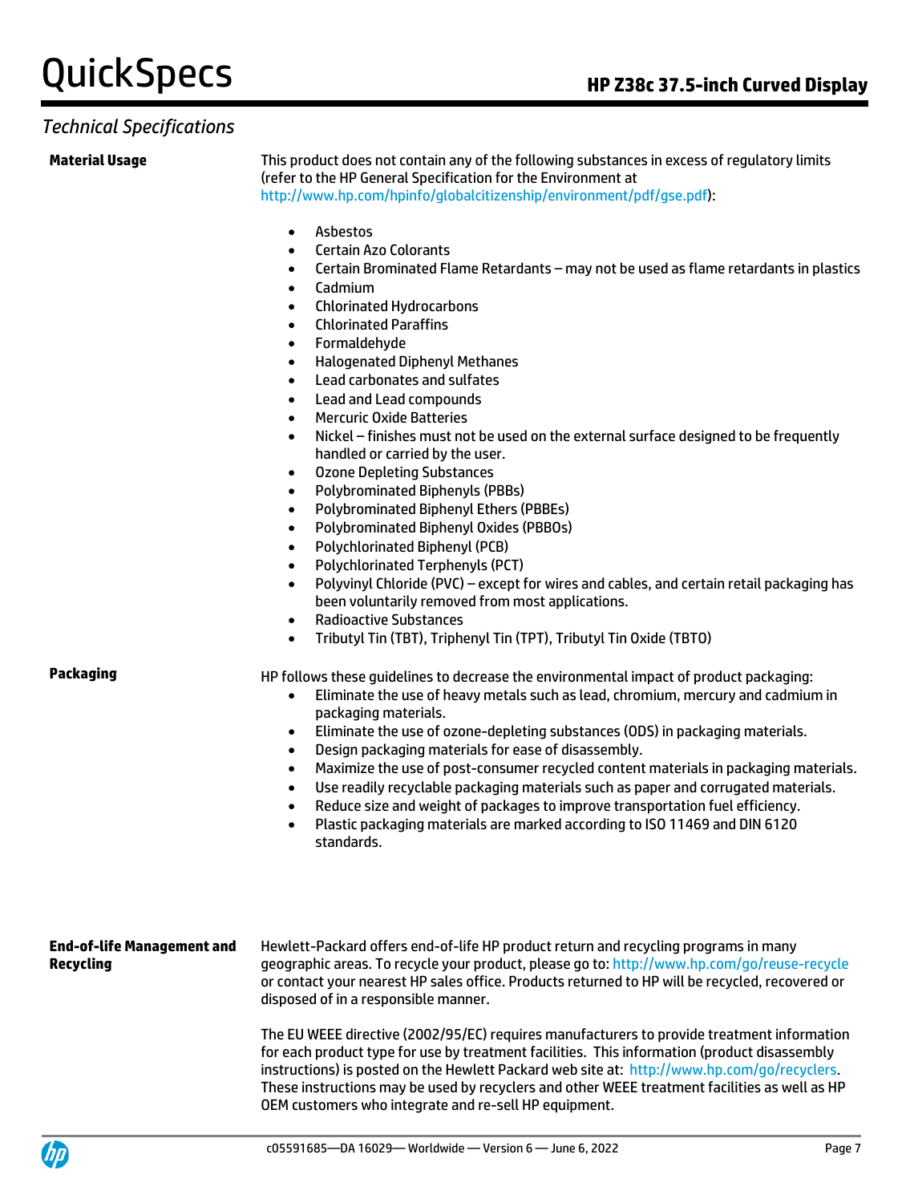## Technical Specifications

**Material Usage**

This product does not contain any of the following substances in excess of regulatory limits (refer to the HP General Specification for the Environment at http://www.hp.com/hpinfo/globalcitizenship/environment/pdf/gse.pdf):

- Asbestos
- Certain Azo Colorants
- Certain Brominated Flame Retardants – may not be used as flame retardants in plastics
- Cadmium
- Chlorinated Hydrocarbons
- Chlorinated Paraffins
- Formaldehyde
- Halogenated Diphenyl Methanes
- Lead carbonates and sulfates
- Lead and Lead compounds
- Mercuric Oxide Batteries
- Nickel – finishes must not be used on the external surface designed to be frequently handled or carried by the user.
- Ozone Depleting Substances
- Polybrominated Biphenyls (PBBs)
- Polybrominated Biphenyl Ethers (PBBEs)
- Polybrominated Biphenyl Oxides (PBBOs)
- Polychlorinated Biphenyl (PCB)
- Polychlorinated Terphenyls (PCT)
- Polyvinyl Chloride (PVC) – except for wires and cables, and certain retail packaging has been voluntarily removed from most applications.
- Radioactive Substances
- Tributyl Tin (TBT), Triphenyl Tin (TPT), Tributyl Tin Oxide (TBTO)

**Packaging**

HP follows these guidelines to decrease the environmental impact of product packaging:

- Eliminate the use of heavy metals such as lead, chromium, mercury and cadmium in packaging materials.
- Eliminate the use of ozone-depleting substances (ODS) in packaging materials.
- Design packaging materials for ease of disassembly.
- Maximize the use of post-consumer recycled content materials in packaging materials.
- Use readily recyclable packaging materials such as paper and corrugated materials.
- Reduce size and weight of packages to improve transportation fuel efficiency.
- Plastic packaging materials are marked according to ISO 11469 and DIN 6120 standards.

**End-of-life Management and Recycling**

Hewlett-Packard offers end-of-life HP product return and recycling programs in many geographic areas. To recycle your product, please go to: http://www.hp.com/go/reuse-recycle or contact your nearest HP sales office. Products returned to HP will be recycled, recovered or disposed of in a responsible manner.

The EU WEEE directive (2002/95/EC) requires manufacturers to provide treatment information for each product type for use by treatment facilities. This information (product disassembly instructions) is posted on the Hewlett Packard web site at: http://www.hp.com/go/recyclers. These instructions may be used by recyclers and other WEEE treatment facilities as well as HP OEM customers who integrate and re-sell HP equipment.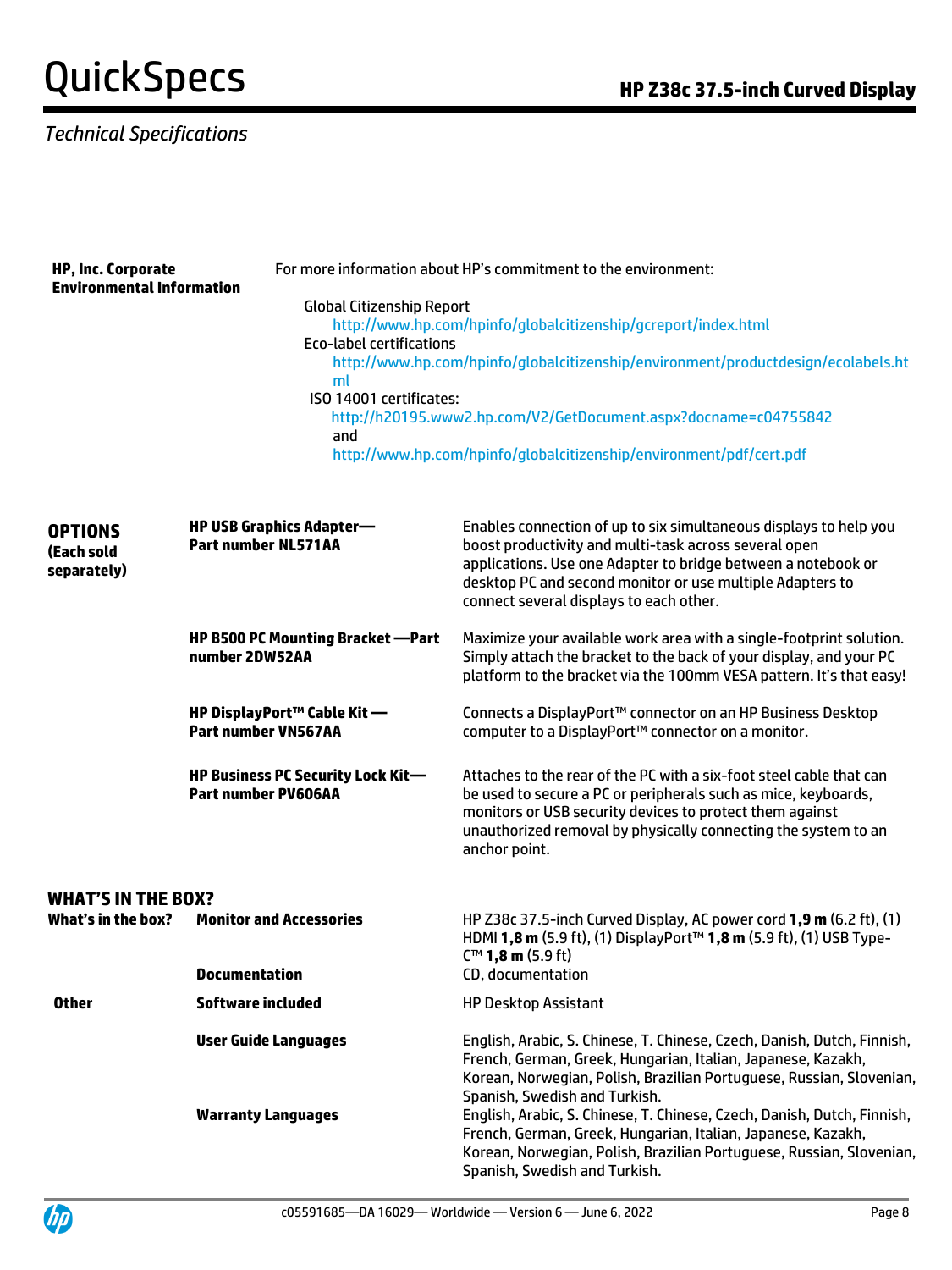## Technical Specifications

**HP, Inc. Corporate Environmental Information**

For more information about HP's commitment to the environment:

Global Citizenship Report
http://www.hp.com/hpinfo/globalcitizenship/gcreport/index.html

Eco-label certifications
http://www.hp.com/hpinfo/globalcitizenship/environment/productdesign/ecolabels.html

ISO 14001 certificates:
http://h20195.www2.hp.com/V2/GetDocument.aspx?docname=c04755842
and
http://www.hp.com/hpinfo/globalcitizenship/environment/pdf/cert.pdf

## OPTIONS (Each sold separately)

| Option | Description |
|---|---|
| **HP USB Graphics Adapter—Part number NL571AA** | Enables connection of up to six simultaneous displays to help you boost productivity and multi-task across several open applications. Use one Adapter to bridge between a notebook or desktop PC and second monitor or use multiple Adapters to connect several displays to each other. |
| **HP B500 PC Mounting Bracket —Part number 2DW52AA** | Maximize your available work area with a single-footprint solution. Simply attach the bracket to the back of your display, and your PC platform to the bracket via the 100mm VESA pattern. It's that easy! |
| **HP DisplayPort™ Cable Kit —Part number VN567AA** | Connects a DisplayPort™ connector on an HP Business Desktop computer to a DisplayPort™ connector on a monitor. |
| **HP Business PC Security Lock Kit—Part number PV606AA** | Attaches to the rear of the PC with a six-foot steel cable that can be used to secure a PC or peripherals such as mice, keyboards, monitors or USB security devices to protect them against unauthorized removal by physically connecting the system to an anchor point. |

## WHAT'S IN THE BOX?

| | | |
|---|---|---|
| **What's in the box?** | **Monitor and Accessories** | HP Z38c 37.5-inch Curved Display, AC power cord **1,9 m** (6.2 ft), (1) HDMI **1,8 m** (5.9 ft), (1) DisplayPort™ **1,8 m** (5.9 ft), (1) USB Type-C™ **1,8 m** (5.9 ft) |
| | **Documentation** | CD, documentation |
| **Other** | **Software included** | HP Desktop Assistant |
| | **User Guide Languages** | English, Arabic, S. Chinese, T. Chinese, Czech, Danish, Dutch, Finnish, French, German, Greek, Hungarian, Italian, Japanese, Kazakh, Korean, Norwegian, Polish, Brazilian Portuguese, Russian, Slovenian, Spanish, Swedish and Turkish. |
| | **Warranty Languages** | English, Arabic, S. Chinese, T. Chinese, Czech, Danish, Dutch, Finnish, French, German, Greek, Hungarian, Italian, Japanese, Kazakh, Korean, Norwegian, Polish, Brazilian Portuguese, Russian, Slovenian, Spanish, Swedish and Turkish. |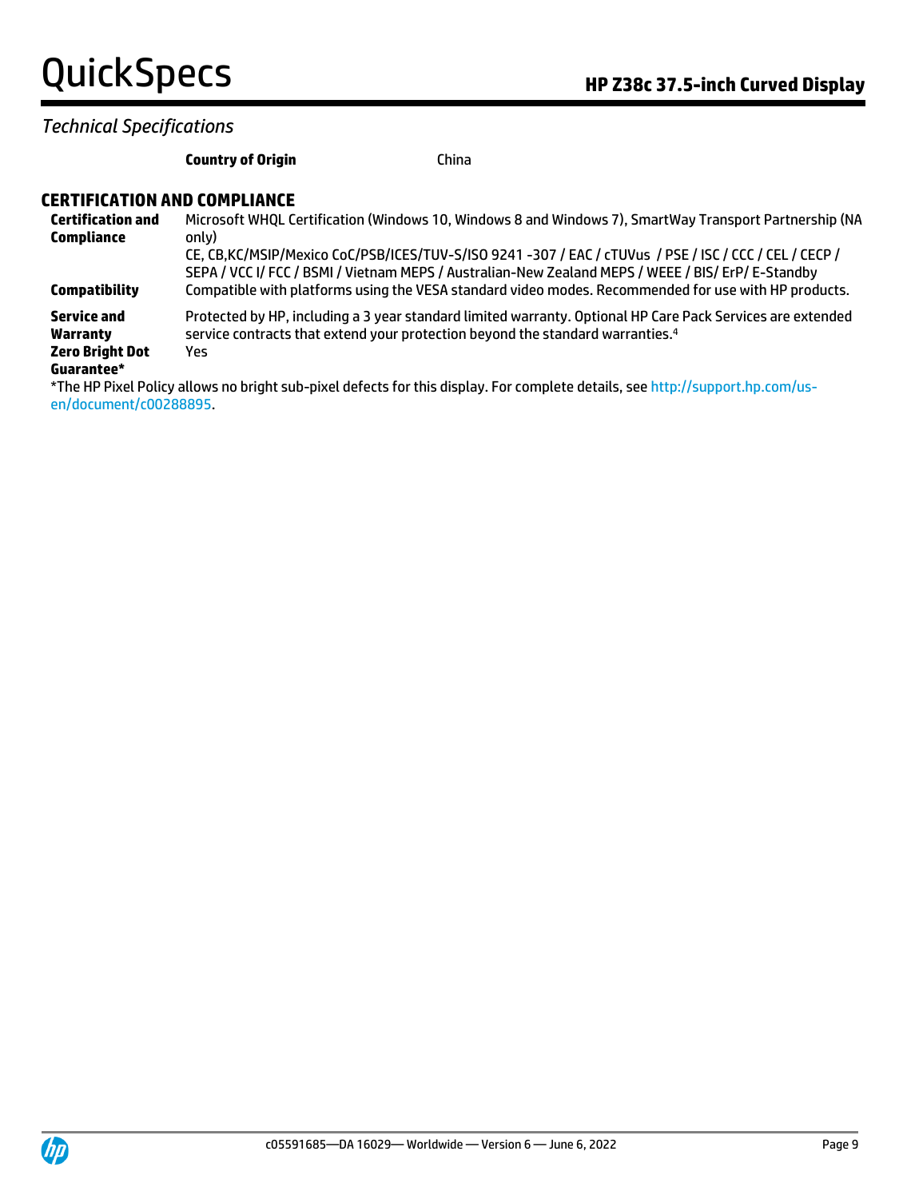*Technical Specifications*

| | |
|---|---|
| **Country of Origin** | China |

## CERTIFICATION AND COMPLIANCE

| | |
|---|---|
| **Certification and Compliance** | Microsoft WHQL Certification (Windows 10, Windows 8 and Windows 7), SmartWay Transport Partnership (NA only)<br>CE, CB,KC/MSIP/Mexico CoC/PSB/ICES/TUV-S/ISO 9241 -307 / EAC / cTUVus / PSE / ISC / CCC / CEL / CECP / SEPA / VCC I/ FCC / BSMI / Vietnam MEPS / Australian-New Zealand MEPS / WEEE / BIS/ ErP/ E-Standby |
| **Compatibility** | Compatible with platforms using the VESA standard video modes. Recommended for use with HP products. |
| **Service and Warranty** | Protected by HP, including a 3 year standard limited warranty. Optional HP Care Pack Services are extended service contracts that extend your protection beyond the standard warranties.[4] |
| **Zero Bright Dot Guarantee*** | Yes |

*The HP Pixel Policy allows no bright sub-pixel defects for this display. For complete details, see http://support.hp.com/us-en/document/c00288895.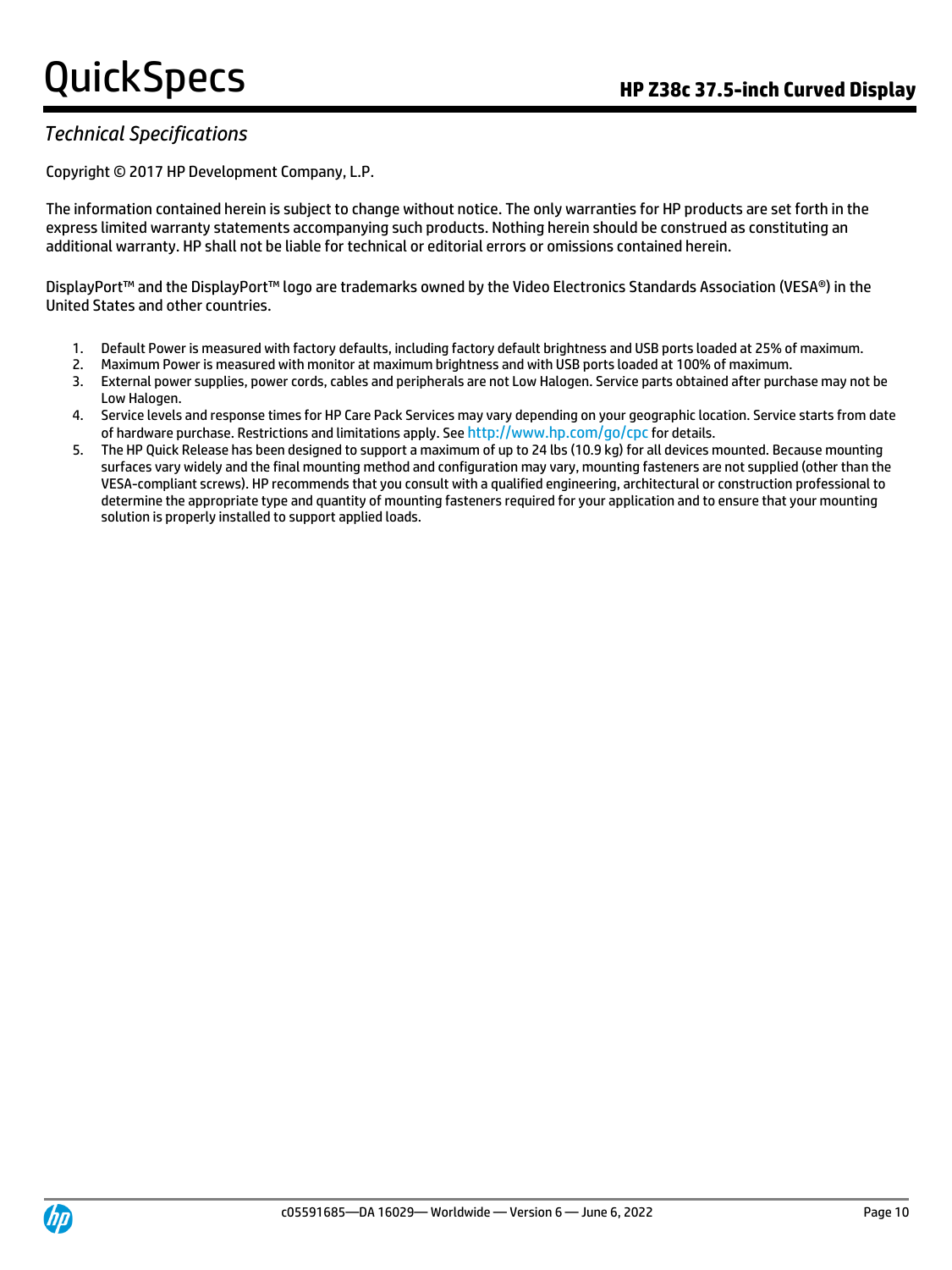*Technical Specifications*

Copyright © 2017 HP Development Company, L.P.

The information contained herein is subject to change without notice. The only warranties for HP products are set forth in the express limited warranty statements accompanying such products. Nothing herein should be construed as constituting an additional warranty. HP shall not be liable for technical or editorial errors or omissions contained herein.

DisplayPort™ and the DisplayPort™ logo are trademarks owned by the Video Electronics Standards Association (VESA®) in the United States and other countries.

1. Default Power is measured with factory defaults, including factory default brightness and USB ports loaded at 25% of maximum.
2. Maximum Power is measured with monitor at maximum brightness and with USB ports loaded at 100% of maximum.
3. External power supplies, power cords, cables and peripherals are not Low Halogen. Service parts obtained after purchase may not be Low Halogen.
4. Service levels and response times for HP Care Pack Services may vary depending on your geographic location. Service starts from date of hardware purchase. Restrictions and limitations apply. See http://www.hp.com/go/cpc for details.
5. The HP Quick Release has been designed to support a maximum of up to 24 lbs (10.9 kg) for all devices mounted. Because mounting surfaces vary widely and the final mounting method and configuration may vary, mounting fasteners are not supplied (other than the VESA-compliant screws). HP recommends that you consult with a qualified engineering, architectural or construction professional to determine the appropriate type and quantity of mounting fasteners required for your application and to ensure that your mounting solution is properly installed to support applied loads.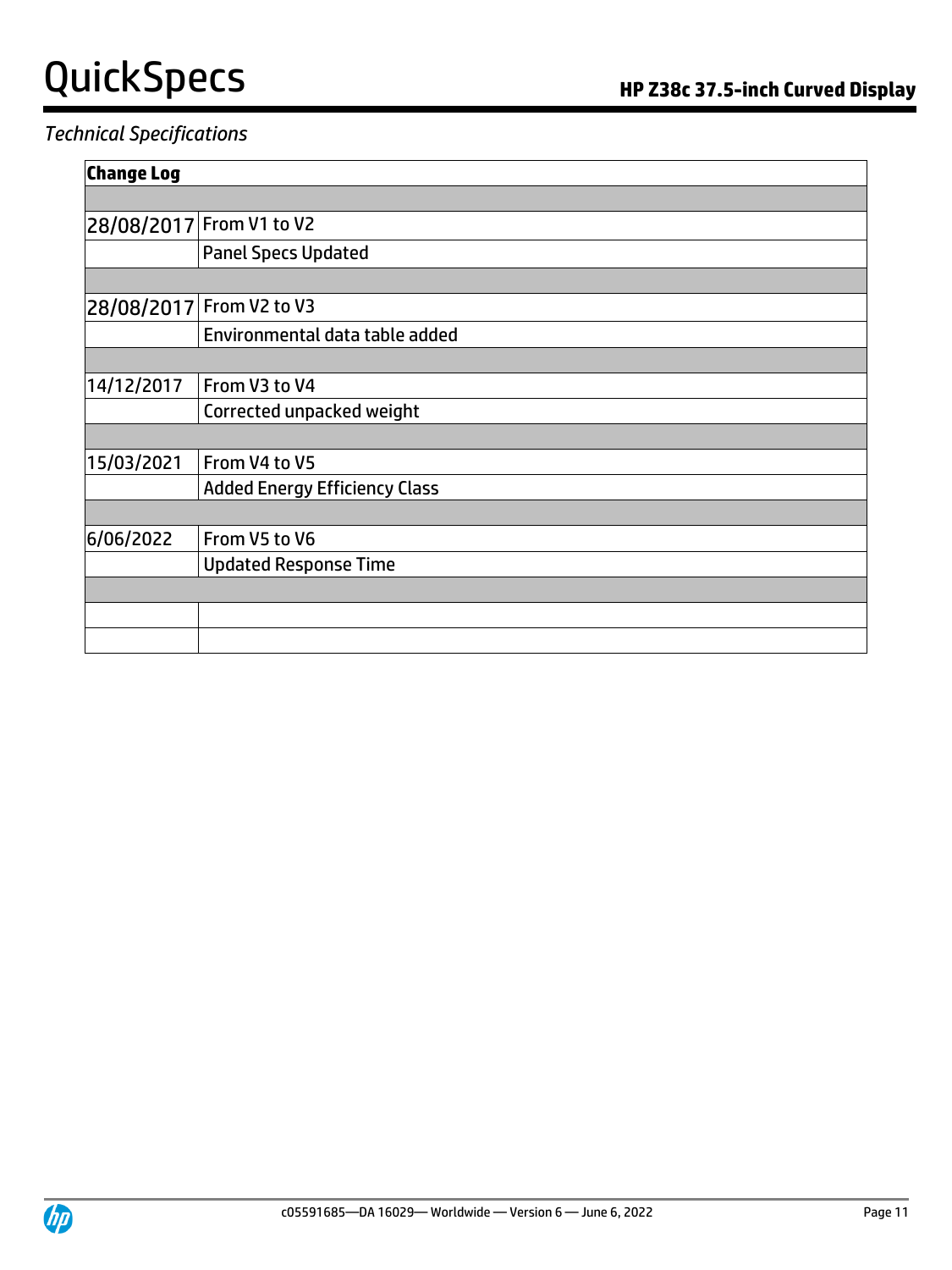*Technical Specifications*

| **Change Log** | |
|---|---|
| | |
| 28/08/2017 | From V1 to V2 |
| | Panel Specs Updated |
| | |
| 28/08/2017 | From V2 to V3 |
| | Environmental data table added |
| | |
| 14/12/2017 | From V3 to V4 |
| | Corrected unpacked weight |
| | |
| 15/03/2021 | From V4 to V5 |
| | Added Energy Efficiency Class |
| | |
| 6/06/2022 | From V5 to V6 |
| | Updated Response Time |
| | |
| | |
| | |

c05591685—DA 16029— Worldwide — Version 6 — June 6, 2022